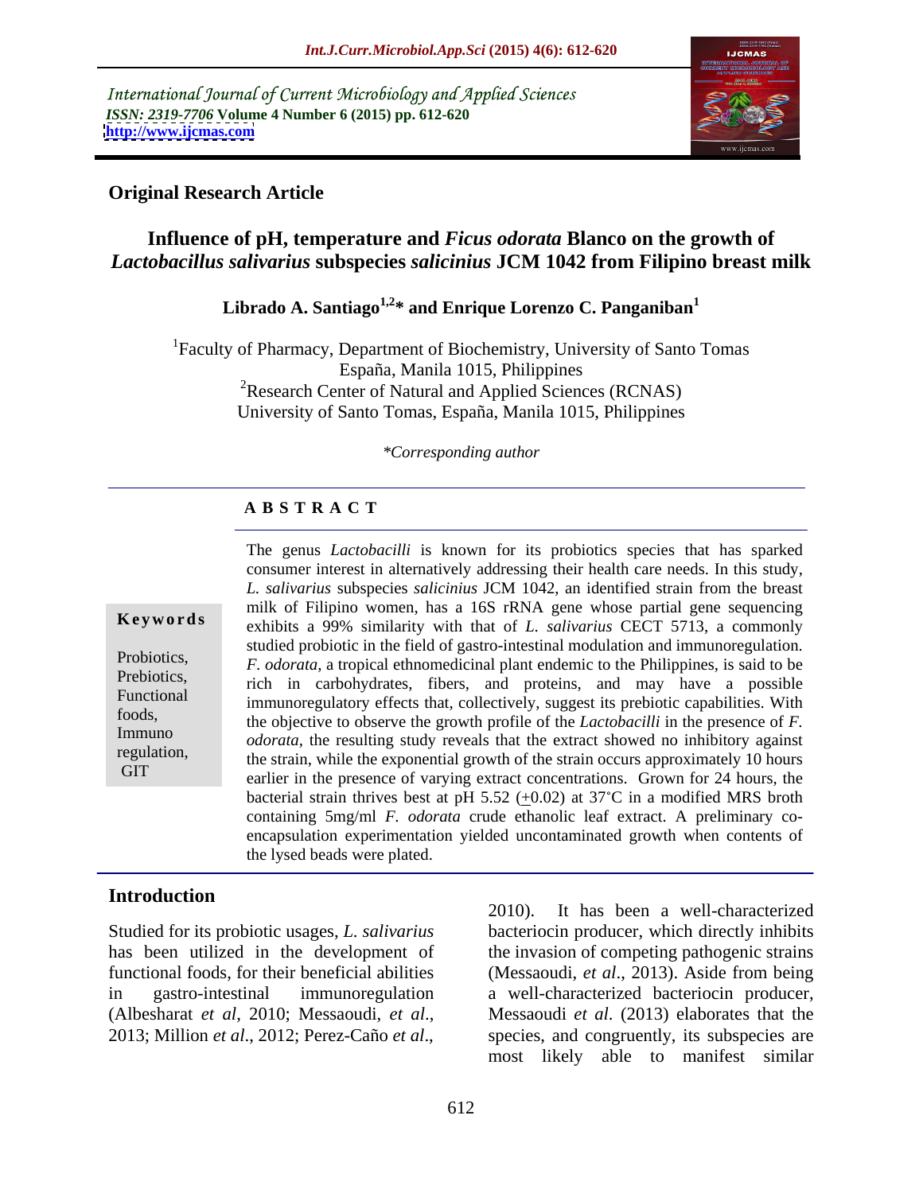International Journal of Current Microbiology and Applied Sciences
*ISSN: 2319-7706* **Volume 4 Number 6 (2015) pp. 612-620**
**http://www.ijcmas.com**

**Original Research Article**

# Influence of pH, temperature and *Ficus odorata* Blanco on the growth of *Lactobacillus salivarius* subspecies *salicinius* JCM 1042 from Filipino breast milk

**Librado A. Santiago[1,2]* and Enrique Lorenzo C. Panganiban[1]**

[1]Faculty of Pharmacy, Department of Biochemistry, University of Santo Tomas España, Manila 1015, Philippines
[2]Research Center of Natural and Applied Sciences (RCNAS) University of Santo Tomas, España, Manila 1015, Philippines

*\*Corresponding author*

## A B S T R A C T

**Keywords**

Probiotics, Prebiotics, Functional foods, Immuno regulation, GIT

The genus *Lactobacilli* is known for its probiotics species that has sparked consumer interest in alternatively addressing their health care needs. In this study, *L. salivarius* subspecies *salicinius* JCM 1042, an identified strain from the breast milk of Filipino women, has a 16S rRNA gene whose partial gene sequencing exhibits a 99% similarity with that of *L. salivarius* CECT 5713, a commonly studied probiotic in the field of gastro-intestinal modulation and immunoregulation. *F. odorata*, a tropical ethnomedicinal plant endemic to the Philippines, is said to be rich in carbohydrates, fibers, and proteins, and may have a possible immunoregulatory effects that, collectively, suggest its prebiotic capabilities. With the objective to observe the growth profile of the *Lactobacilli* in the presence of *F. odorata*, the resulting study reveals that the extract showed no inhibitory against the strain, while the exponential growth of the strain occurs approximately 10 hours earlier in the presence of varying extract concentrations. Grown for 24 hours, the bacterial strain thrives best at pH 5.52 (+0.02) at 37°C in a modified MRS broth containing 5mg/ml *F. odorata* crude ethanolic leaf extract. A preliminary co-encapsulation experimentation yielded uncontaminated growth when contents of the lysed beads were plated.

## Introduction

Studied for its probiotic usages, *L. salivarius* has been utilized in the development of functional foods, for their beneficial abilities in gastro-intestinal immunoregulation (Albesharat *et al*, 2010; Messaoudi, *et al*., 2013; Million *et al*., 2012; Perez-Caño *et al*., 2010). It has been a well-characterized bacteriocin producer, which directly inhibits the invasion of competing pathogenic strains (Messaoudi, *et al*., 2013). Aside from being a well-characterized bacteriocin producer, Messaoudi *et al*. (2013) elaborates that the species, and congruently, its subspecies are most likely able to manifest similar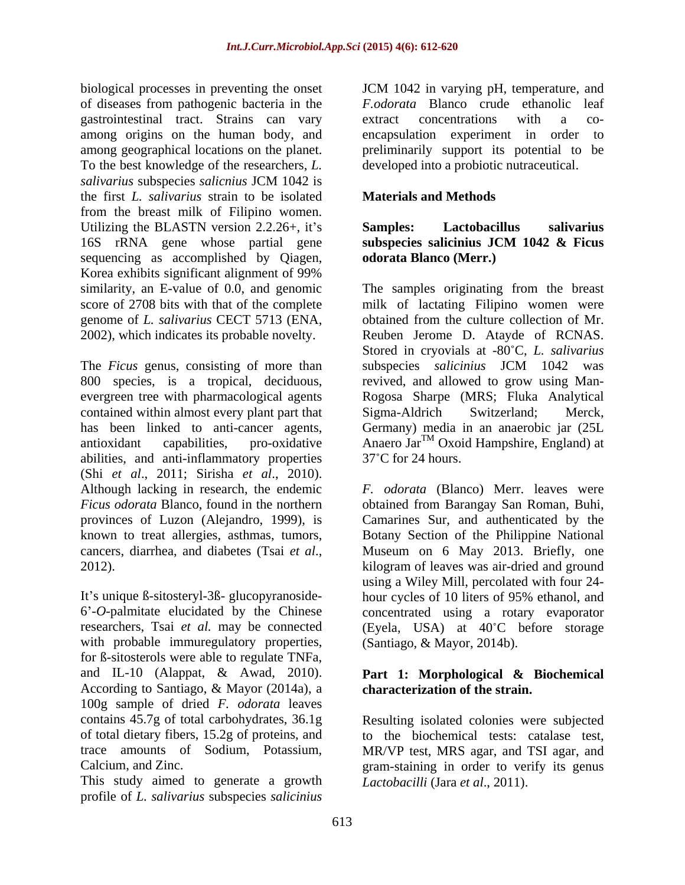biological processes in preventing the onset of diseases from pathogenic bacteria in the gastrointestinal tract. Strains can vary among origins on the human body, and among geographical locations on the planet. To the best knowledge of the researchers, *L. salivarius* subspecies *salicnius* JCM 1042 is the first *L. salivarius* strain to be isolated from the breast milk of Filipino women. Utilizing the BLASTN version 2.2.26+, it's 16S rRNA gene whose partial gene sequencing as accomplished by Qiagen, Korea exhibits significant alignment of 99% similarity, an E-value of 0.0, and genomic score of 2708 bits with that of the complete genome of *L. salivarius* CECT 5713 (ENA, 2002), which indicates its probable novelty.

The *Ficus* genus, consisting of more than 800 species, is a tropical, deciduous, evergreen tree with pharmacological agents contained within almost every plant part that has been linked to anti-cancer agents, antioxidant capabilities, pro-oxidative abilities, and anti-inflammatory properties (Shi *et al*., 2011; Sirisha *et al*., 2010). Although lacking in research, the endemic *Ficus odorata* Blanco, found in the northern provinces of Luzon (Alejandro, 1999), is known to treat allergies, asthmas, tumors, cancers, diarrhea, and diabetes (Tsai *et al*., 2012).

It's unique ß-sitosteryl-3ß- glucopyranoside-6'-*O*-palmitate elucidated by the Chinese researchers, Tsai *et al.* may be connected with probable immuregulatory properties, for ß-sitosterols were able to regulate TNFa, and IL-10 (Alappat, & Awad, 2010). According to Santiago, & Mayor (2014a), a 100g sample of dried *F. odorata* leaves contains 45.7g of total carbohydrates, 36.1g of total dietary fibers, 15.2g of proteins, and trace amounts of Sodium, Potassium, Calcium, and Zinc.

This study aimed to generate a growth profile of *L. salivarius* subspecies *salicinius* JCM 1042 in varying pH, temperature, and *F.odorata* Blanco crude ethanolic leaf extract concentrations with a co-encapsulation experiment in order to preliminarily support its potential to be developed into a probiotic nutraceutical.

## Materials and Methods

### Samples: Lactobacillus salivarius subspecies salicinius JCM 1042 & Ficus odorata Blanco (Merr.)

The samples originating from the breast milk of lactating Filipino women were obtained from the culture collection of Mr. Reuben Jerome D. Atayde of RCNAS. Stored in cryovials at -80˚C, *L. salivarius* subspecies *salicinius* JCM 1042 was revived, and allowed to grow using Man-Rogosa Sharpe (MRS; Fluka Analytical Sigma-Aldrich Switzerland; Merck, Germany) media in an anaerobic jar (25L Anaero Jar™ Oxoid Hampshire, England) at 37˚C for 24 hours.

*F. odorata* (Blanco) Merr. leaves were obtained from Barangay San Roman, Buhi, Camarines Sur, and authenticated by the Botany Section of the Philippine National Museum on 6 May 2013. Briefly, one kilogram of leaves was air-dried and ground using a Wiley Mill, percolated with four 24-hour cycles of 10 liters of 95% ethanol, and concentrated using a rotary evaporator (Eyela, USA) at 40˚C before storage (Santiago, & Mayor, 2014b).

### Part 1: Morphological & Biochemical characterization of the strain.

Resulting isolated colonies were subjected to the biochemical tests: catalase test, MR/VP test, MRS agar, and TSI agar, and gram-staining in order to verify its genus *Lactobacilli* (Jara *et al*., 2011).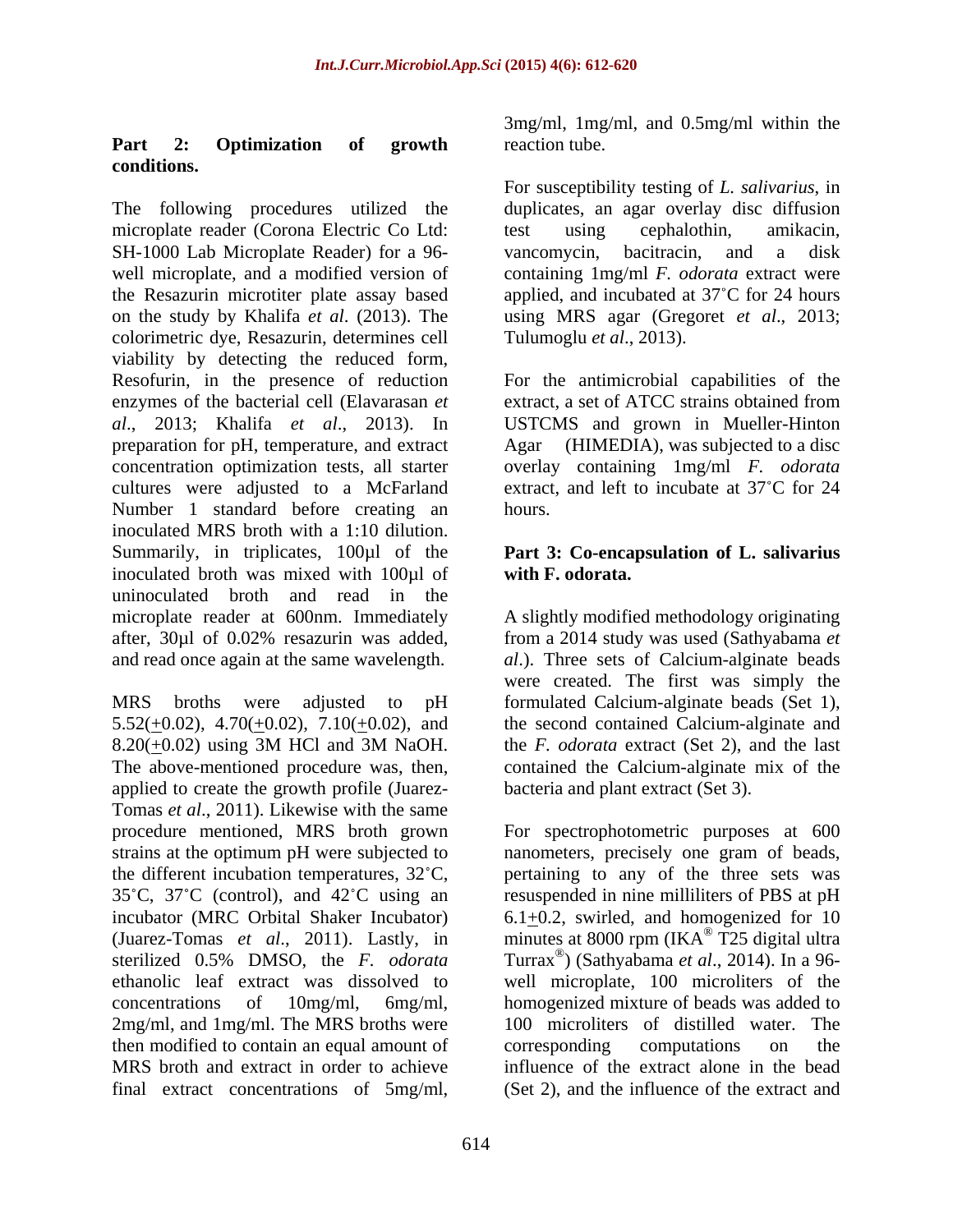### Part 2: Optimization of growth conditions.

The following procedures utilized the microplate reader (Corona Electric Co Ltd: SH-1000 Lab Microplate Reader) for a 96-well microplate, and a modified version of the Resazurin microtiter plate assay based on the study by Khalifa *et al*. (2013). The colorimetric dye, Resazurin, determines cell viability by detecting the reduced form, Resofurin, in the presence of reduction enzymes of the bacterial cell (Elavarasan *et al*., 2013; Khalifa *et al*., 2013). In preparation for pH, temperature, and extract concentration optimization tests, all starter cultures were adjusted to a McFarland Number 1 standard before creating an inoculated MRS broth with a 1:10 dilution. Summarily, in triplicates, 100µl of the inoculated broth was mixed with 100µl of uninoculated broth and read in the microplate reader at 600nm. Immediately after, 30µl of 0.02% resazurin was added, and read once again at the same wavelength.

MRS broths were adjusted to pH 5.52(±0.02), 4.70(±0.02), 7.10(±0.02), and 8.20(±0.02) using 3M HCl and 3M NaOH. The above-mentioned procedure was, then, applied to create the growth profile (Juarez-Tomas *et al*., 2011). Likewise with the same procedure mentioned, MRS broth grown strains at the optimum pH were subjected to the different incubation temperatures, 32˚C, 35˚C, 37˚C (control), and 42˚C using an incubator (MRC Orbital Shaker Incubator) (Juarez-Tomas *et al*., 2011). Lastly, in sterilized 0.5% DMSO, the *F. odorata* ethanolic leaf extract was dissolved to concentrations of 10mg/ml, 6mg/ml, 2mg/ml, and 1mg/ml. The MRS broths were then modified to contain an equal amount of MRS broth and extract in order to achieve final extract concentrations of 5mg/ml, 3mg/ml, 1mg/ml, and 0.5mg/ml within the reaction tube.

For susceptibility testing of *L. salivarius*, in duplicates, an agar overlay disc diffusion test using cephalothin, amikacin, vancomycin, bacitracin, and a disk containing 1mg/ml *F. odorata* extract were applied, and incubated at 37˚C for 24 hours using MRS agar (Gregoret *et al*., 2013; Tulumoglu *et al*., 2013).

For the antimicrobial capabilities of the extract, a set of ATCC strains obtained from USTCMS and grown in Mueller-Hinton Agar (HIMEDIA), was subjected to a disc overlay containing 1mg/ml *F. odorata* extract, and left to incubate at 37˚C for 24 hours.

### Part 3: Co-encapsulation of L. salivarius with F. odorata.

A slightly modified methodology originating from a 2014 study was used (Sathyabama *et al*.). Three sets of Calcium-alginate beads were created. The first was simply the formulated Calcium-alginate beads (Set 1), the second contained Calcium-alginate and the *F. odorata* extract (Set 2), and the last contained the Calcium-alginate mix of the bacteria and plant extract (Set 3).

For spectrophotometric purposes at 600 nanometers, precisely one gram of beads, pertaining to any of the three sets was resuspended in nine milliliters of PBS at pH 6.1±0.2, swirled, and homogenized for 10 minutes at 8000 rpm (IKA® T25 digital ultra Turrax®) (Sathyabama *et al*., 2014). In a 96-well microplate, 100 microliters of the homogenized mixture of beads was added to 100 microliters of distilled water. The corresponding computations on the influence of the extract alone in the bead (Set 2), and the influence of the extract and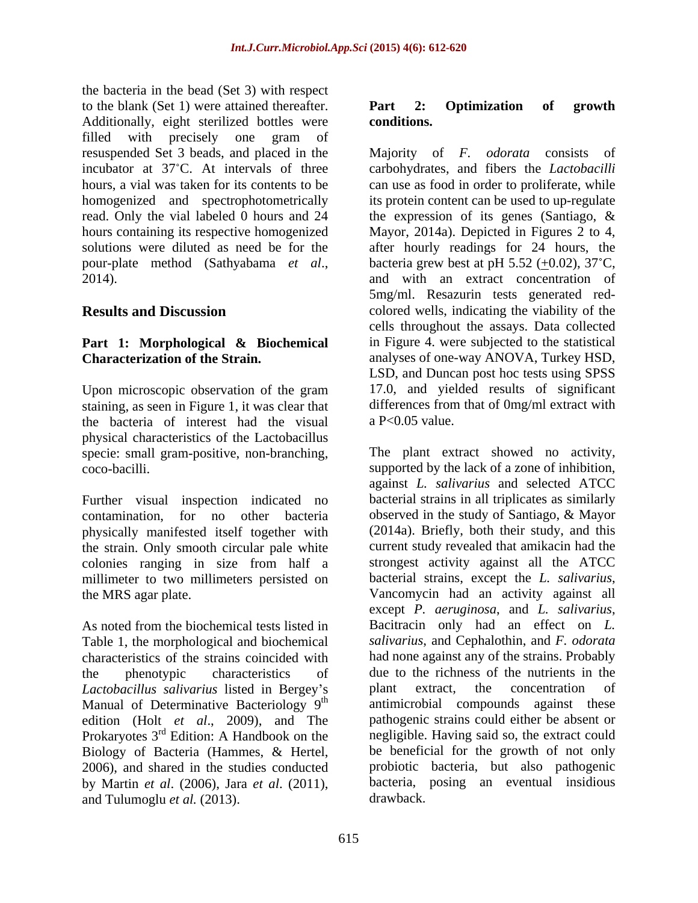the bacteria in the bead (Set 3) with respect to the blank (Set 1) were attained thereafter. Additionally, eight sterilized bottles were filled with precisely one gram of resuspended Set 3 beads, and placed in the incubator at 37˚C. At intervals of three hours, a vial was taken for its contents to be homogenized and spectrophotometrically read. Only the vial labeled 0 hours and 24 hours containing its respective homogenized solutions were diluted as need be for the pour-plate method (Sathyabama *et al*., 2014).

## Results and Discussion

### Part 1: Morphological & Biochemical Characterization of the Strain.

Upon microscopic observation of the gram staining, as seen in Figure 1, it was clear that the bacteria of interest had the visual physical characteristics of the Lactobacillus specie: small gram-positive, non-branching, coco-bacilli.

Further visual inspection indicated no contamination, for no other bacteria physically manifested itself together with the strain. Only smooth circular pale white colonies ranging in size from half a millimeter to two millimeters persisted on the MRS agar plate.

As noted from the biochemical tests listed in Table 1, the morphological and biochemical characteristics of the strains coincided with the phenotypic characteristics of *Lactobacillus salivarius* listed in Bergey's Manual of Determinative Bacteriology 9th edition (Holt *et al*., 2009), and The Prokaryotes 3rd Edition: A Handbook on the Biology of Bacteria (Hammes, & Hertel, 2006), and shared in the studies conducted by Martin *et al*. (2006), Jara *et al*. (2011), and Tulumoglu *et al.* (2013).

### Part 2: Optimization of growth conditions.

Majority of *F. odorata* consists of carbohydrates, and fibers the *Lactobacilli* can use as food in order to proliferate, while its protein content can be used to up-regulate the expression of its genes (Santiago, & Mayor, 2014a). Depicted in Figures 2 to 4, after hourly readings for 24 hours, the bacteria grew best at pH 5.52 (±0.02), 37˚C, and with an extract concentration of 5mg/ml. Resazurin tests generated red-colored wells, indicating the viability of the cells throughout the assays. Data collected in Figure 4. were subjected to the statistical analyses of one-way ANOVA, Turkey HSD, LSD, and Duncan post hoc tests using SPSS 17.0, and yielded results of significant differences from that of 0mg/ml extract with a $P<0.05$ value.

The plant extract showed no activity, supported by the lack of a zone of inhibition, against *L. salivarius* and selected ATCC bacterial strains in all triplicates as similarly observed in the study of Santiago, & Mayor (2014a). Briefly, both their study, and this current study revealed that amikacin had the strongest activity against all the ATCC bacterial strains, except the *L. salivarius*, Vancomycin had an activity against all except *P. aeruginosa*, and *L. salivarius*, Bacitracin only had an effect on *L. salivarius*, and Cephalothin, and *F. odorata* had none against any of the strains. Probably due to the richness of the nutrients in the plant extract, the concentration of antimicrobial compounds against these pathogenic strains could either be absent or negligible. Having said so, the extract could be beneficial for the growth of not only probiotic bacteria, but also pathogenic bacteria, posing an eventual insidious drawback.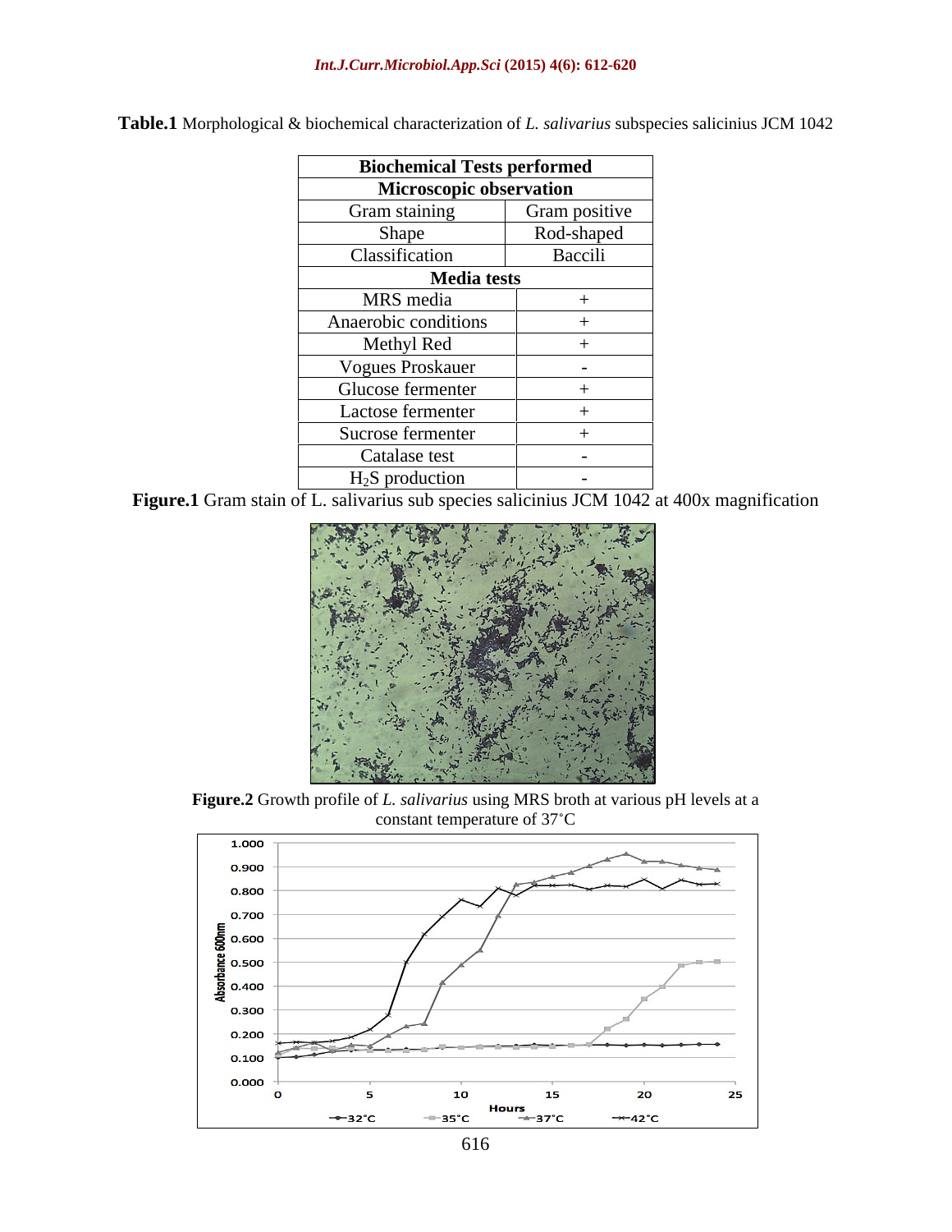**Table.1** Morphological & biochemical characterization of *L. salivarius* subspecies salicinius JCM 1042

| Biochemical Tests performed | |
|---|---|
| **Microscopic observation** | |
| Gram staining | Gram positive |
| Shape | Rod-shaped |
| Classification | Baccili |
| **Media tests** | |
| MRS media | + |
| Anaerobic conditions | + |
| Methyl Red | + |
| Vogues Proskauer | - |
| Glucose fermenter | + |
| Lactose fermenter | + |
| Sucrose fermenter | + |
| Catalase test | - |
| $H_2S$ production | - |

**Figure.1** Gram stain of L. salivarius sub species salicinius JCM 1042 at 400x magnification

**Figure.2** Growth profile of *L. salivarius* using MRS broth at various pH levels at a constant temperature of 37˚C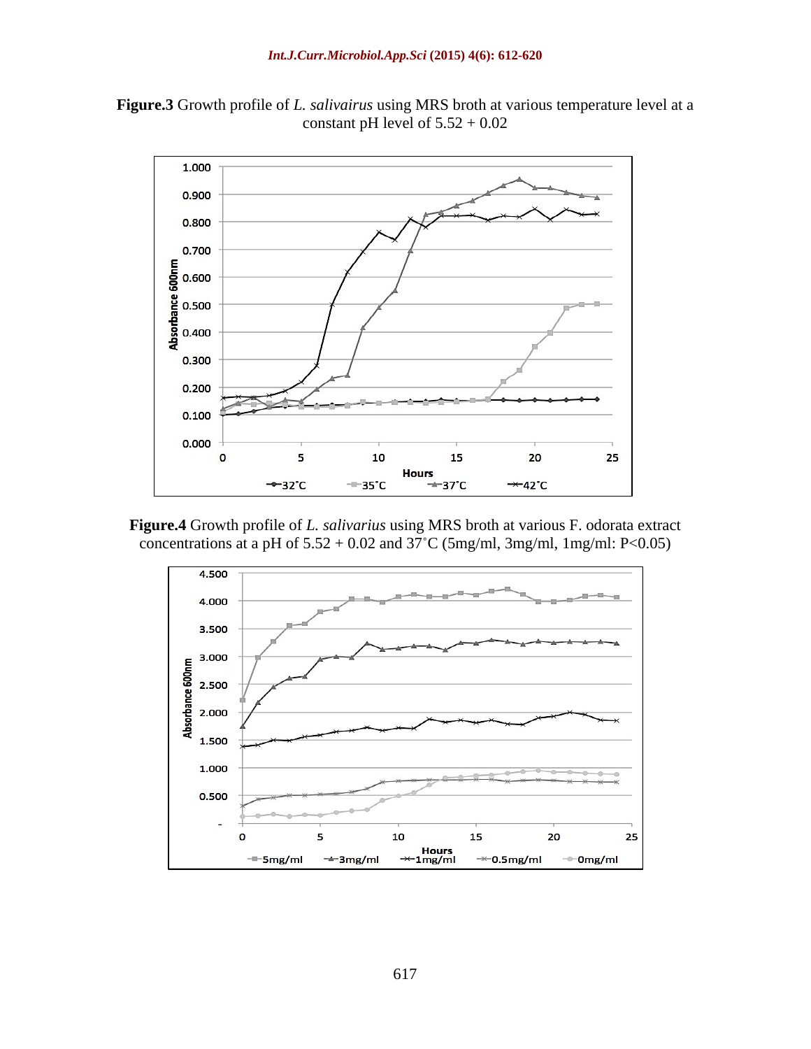**Figure.3** Growth profile of *L. salivairus* using MRS broth at various temperature level at a constant pH level of 5.52 + 0.02

**Figure.4** Growth profile of *L. salivarius* using MRS broth at various F. odorata extract concentrations at a pH of 5.52 + 0.02 and 37˚C (5mg/ml, 3mg/ml, 1mg/ml: P<0.05)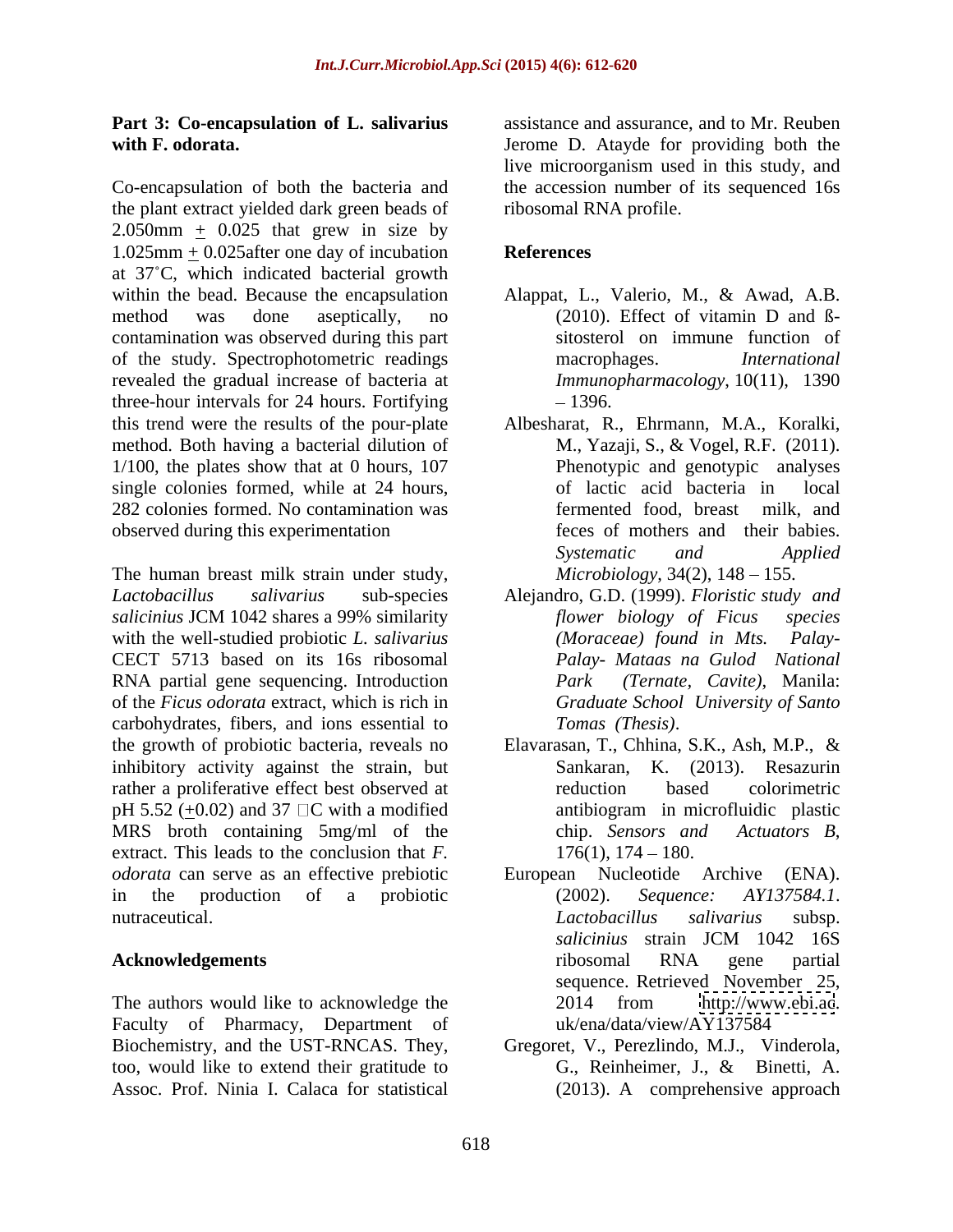**Part 3: Co-encapsulation of L. salivarius with F. odorata.**

Co-encapsulation of both the bacteria and the plant extract yielded dark green beads of 2.050mm $\pm$ 0.025 that grew in size by 1.025mm $\pm$ 0.025after one day of incubation at 37˚C, which indicated bacterial growth within the bead. Because the encapsulation method was done aseptically, no contamination was observed during this part of the study. Spectrophotometric readings revealed the gradual increase of bacteria at three-hour intervals for 24 hours. Fortifying this trend were the results of the pour-plate method. Both having a bacterial dilution of 1/100, the plates show that at 0 hours, 107 single colonies formed, while at 24 hours, 282 colonies formed. No contamination was observed during this experimentation

The human breast milk strain under study, *Lactobacillus salivarius* sub-species *salicinius* JCM 1042 shares a 99% similarity with the well-studied probiotic *L. salivarius* CECT 5713 based on its 16s ribosomal RNA partial gene sequencing. Introduction of the *Ficus odorata* extract, which is rich in carbohydrates, fibers, and ions essential to the growth of probiotic bacteria, reveals no inhibitory activity against the strain, but rather a proliferative effect best observed at pH 5.52 ($\pm$0.02) and 37 □C with a modified MRS broth containing 5mg/ml of the extract. This leads to the conclusion that *F. odorata* can serve as an effective prebiotic in the production of a probiotic nutraceutical.

## Acknowledgements

The authors would like to acknowledge the Faculty of Pharmacy, Department of Biochemistry, and the UST-RNCAS. They, too, would like to extend their gratitude to Assoc. Prof. Ninia I. Calaca for statistical assistance and assurance, and to Mr. Reuben Jerome D. Atayde for providing both the live microorganism used in this study, and the accession number of its sequenced 16s ribosomal RNA profile.

## References

Alappat, L., Valerio, M., & Awad, A.B. (2010). Effect of vitamin D and ß-sitosterol on immune function of macrophages. *International Immunopharmacology*, 10(11), 1390 – 1396.

Albesharat, R., Ehrmann, M.A., Koralki, M., Yazaji, S., & Vogel, R.F. (2011). Phenotypic and genotypic analyses of lactic acid bacteria in local fermented food, breast milk, and feces of mothers and their babies. *Systematic and Applied Microbiology*, 34(2), 148 – 155.

Alejandro, G.D. (1999). *Floristic study and flower biology of Ficus species (Moraceae) found in Mts. Palay-Palay- Mataas na Gulod National Park (Ternate, Cavite)*, Manila: *Graduate School University of Santo Tomas (Thesis)*.

Elavarasan, T., Chhina, S.K., Ash, M.P., & Sankaran, K. (2013). Resazurin reduction based colorimetric antibiogram in microfluidic plastic chip. *Sensors and Actuators B*, 176(1), 174 – 180.

European Nucleotide Archive (ENA). (2002). *Sequence: AY137584.1*. *Lactobacillus salivarius* subsp. *salicinius* strain JCM 1042 16S ribosomal RNA gene partial sequence. Retrieved November 25, 2014 from http://www.ebi.ac.uk/ena/data/view/AY137584

Gregoret, V., Perezlindo, M.J., Vinderola, G., Reinheimer, J., & Binetti, A. (2013). A comprehensive approach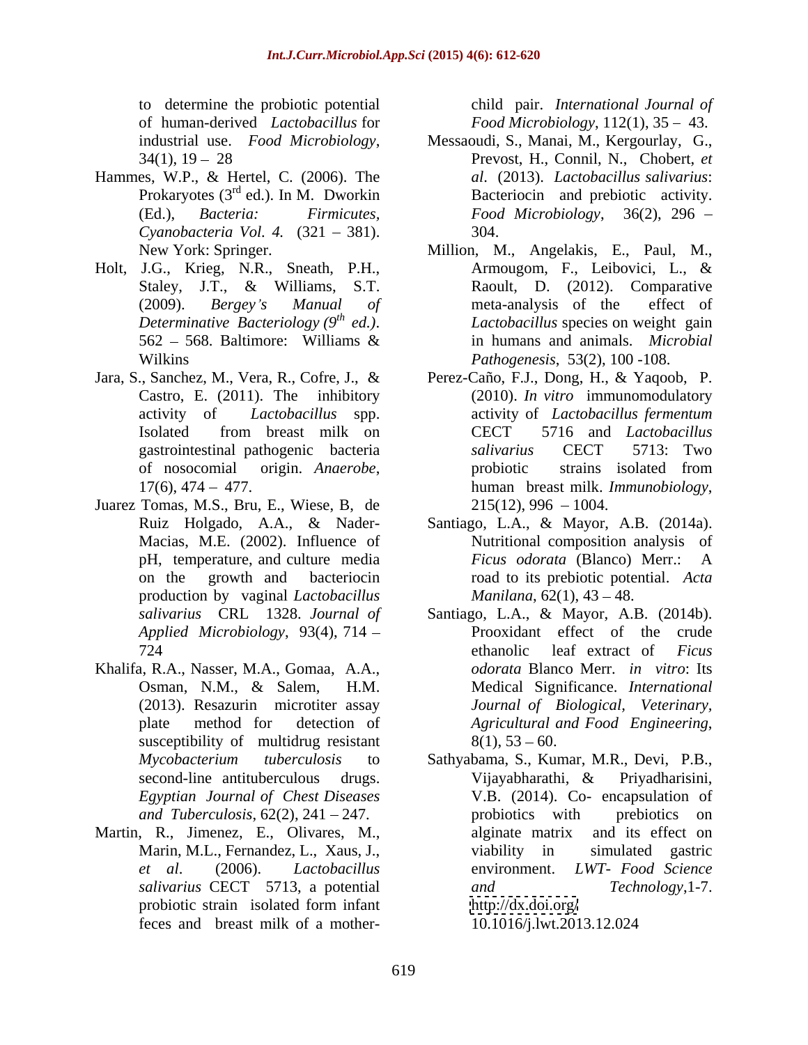to determine the probiotic potential of human-derived *Lactobacillus* for industrial use. *Food Microbiology*, 34(1), 19 – 28

Hammes, W.P., & Hertel, C. (2006). The Prokaryotes (3rd ed.). In M. Dworkin (Ed.), *Bacteria: Firmicutes, Cyanobacteria Vol. 4.* (321 – 381). New York: Springer.

Holt, J.G., Krieg, N.R., Sneath, P.H., Staley, J.T., & Williams, S.T. (2009). *Bergey's Manual of Determinative Bacteriology (9th ed.)*. 562 – 568. Baltimore: Williams & Wilkins

Jara, S., Sanchez, M., Vera, R., Cofre, J., & Castro, E. (2011). The inhibitory activity of *Lactobacillus* spp. Isolated from breast milk on gastrointestinal pathogenic bacteria of nosocomial origin. *Anaerobe*, 17(6), 474 – 477.

Juarez Tomas, M.S., Bru, E., Wiese, B, de Ruiz Holgado, A.A., & Nader-Macias, M.E. (2002). Influence of pH, temperature, and culture media on the growth and bacteriocin production by vaginal *Lactobacillus salivarius* CRL 1328. *Journal of Applied Microbiology*, 93(4), 714 – 724

Khalifa, R.A., Nasser, M.A., Gomaa, A.A., Osman, N.M., & Salem, H.M. (2013). Resazurin microtiter assay plate method for detection of susceptibility of multidrug resistant *Mycobacterium tuberculosis* to second-line antituberculous drugs. *Egyptian Journal of Chest Diseases and Tuberculosis*, 62(2), 241 – 247.

Martin, R., Jimenez, E., Olivares, M., Marin, M.L., Fernandez, L., Xaus, J., *et al*. (2006). *Lactobacillus salivarius* CECT 5713, a potential probiotic strain isolated form infant feces and breast milk of a mother-child pair. *International Journal of Food Microbiology*, 112(1), 35 – 43.

Messaoudi, S., Manai, M., Kergourlay, G., Prevost, H., Connil, N., Chobert, *et al*. (2013). *Lactobacillus salivarius*: Bacteriocin and prebiotic activity. *Food Microbiology*, 36(2), 296 – 304.

Million, M., Angelakis, E., Paul, M., Armougom, F., Leibovici, L., & Raoult, D. (2012). Comparative meta-analysis of the effect of *Lactobacillus* species on weight gain in humans and animals. *Microbial Pathogenesis*, 53(2), 100 -108.

Perez-Caño, F.J., Dong, H., & Yaqoob, P. (2010). *In vitro* immunomodulatory activity of *Lactobacillus fermentum* CECT 5716 and *Lactobacillus salivarius* CECT 5713: Two probiotic strains isolated from human breast milk. *Immunobiology*, 215(12), 996 – 1004.

Santiago, L.A., & Mayor, A.B. (2014a). Nutritional composition analysis of *Ficus odorata* (Blanco) Merr.: A road to its prebiotic potential. *Acta Manilana*, 62(1), 43 – 48.

Santiago, L.A., & Mayor, A.B. (2014b). Prooxidant effect of the crude ethanolic leaf extract of *Ficus odorata* Blanco Merr. *in vitro*: Its Medical Significance. *International Journal of Biological, Veterinary, Agricultural and Food Engineering*, 8(1), 53 – 60.

Sathyabama, S., Kumar, M.R., Devi, P.B., Vijayabharathi, & Priyadharisini, V.B. (2014). Co- encapsulation of probiotics with prebiotics on alginate matrix and its effect on viability in simulated gastric environment. *LWT- Food Science and Technology*,1-7. http://dx.doi.org/ 10.1016/j.lwt.2013.12.024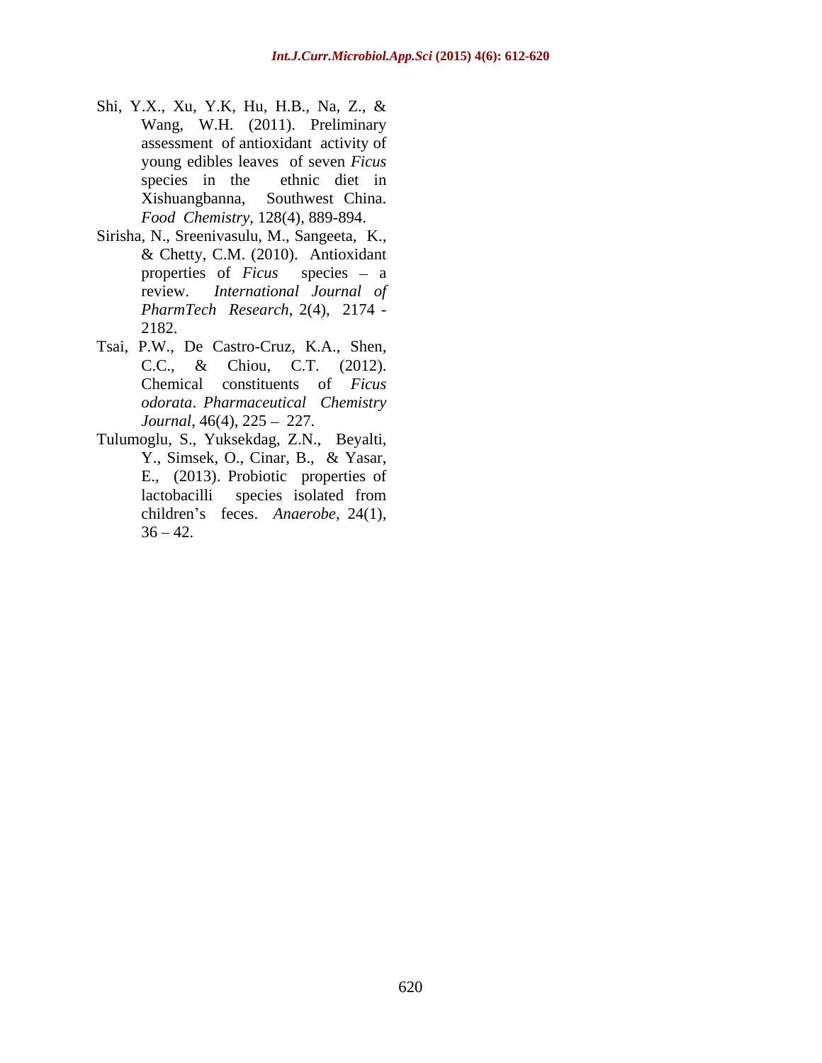Shi, Y.X., Xu, Y.K, Hu, H.B., Na, Z., & Wang, W.H. (2011). Preliminary assessment of antioxidant activity of young edibles leaves of seven *Ficus* species in the ethnic diet in Xishuangbanna, Southwest China. *Food Chemistry*, 128(4), 889-894.

Sirisha, N., Sreenivasulu, M., Sangeeta, K., & Chetty, C.M. (2010). Antioxidant properties of *Ficus* species – a review. *International Journal of PharmTech Research*, 2(4), 2174 - 2182.

Tsai, P.W., De Castro-Cruz, K.A., Shen, C.C., & Chiou, C.T. (2012). Chemical constituents of *Ficus odorata*. *Pharmaceutical Chemistry Journal*, 46(4), 225 – 227.

Tulumoglu, S., Yuksekdag, Z.N., Beyalti, Y., Simsek, O., Cinar, B., & Yasar, E., (2013). Probiotic properties of lactobacilli species isolated from children's feces. *Anaerobe*, 24(1), 36 – 42.